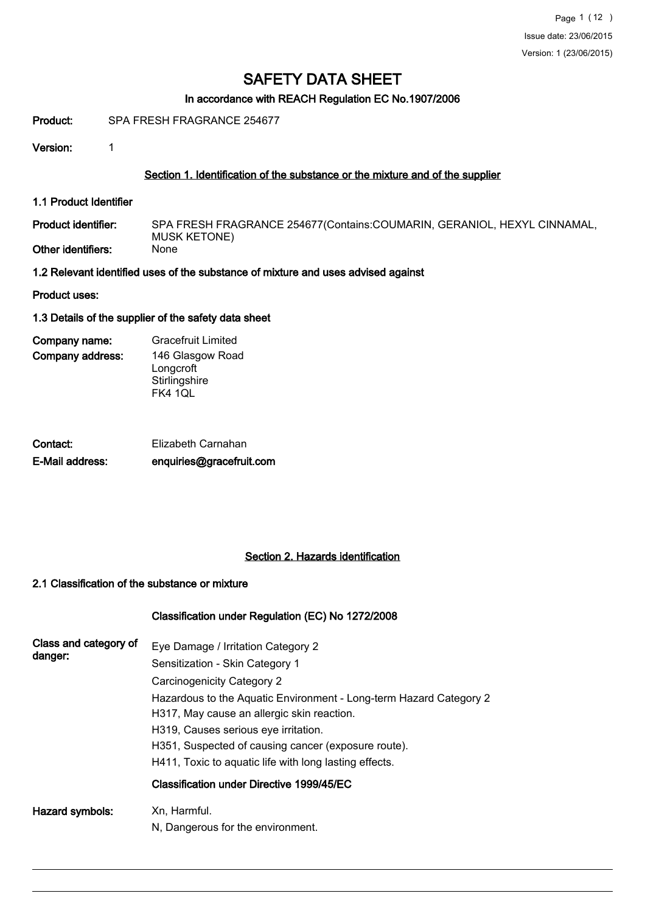# SAFETY DATA SHEET

## In accordance with REACH Regulation EC No.1907/2006

**Product:** SPA FRESH FRAGRANCE 254677

**Version:** 1

## Section 1. Identification of the substance or the mixture and of the supplier

### 1.1 Product Identifier

**Product identifier:** SPA FRESH FRAGRANCE 254677(Contains:COUMARIN, GERANIOL, HEXYL CINNAMAL, MUSK KETONE)

**Other identifiers:** None

### 1.2 Relevant identified uses of the substance of mixture and uses advised against

**Product uses:**

### 1.3 Details of the supplier of the safety data sheet

**Company name:** Gracefruit Limited

**Company address:** 146 Glasgow Road
Longcroft
Stirlingshire
FK4 1QL

**Contact:** Elizabeth Carnahan

**E-Mail address:** enquiries@gracefruit.com

## Section 2. Hazards identification

### 2.1 Classification of the substance or mixture

**Classification under Regulation (EC) No 1272/2008**

**Class and category of danger:**
Eye Damage / Irritation Category 2
Sensitization - Skin Category 1
Carcinogenicity Category 2
Hazardous to the Aquatic Environment - Long-term Hazard Category 2
H317, May cause an allergic skin reaction.
H319, Causes serious eye irritation.
H351, Suspected of causing cancer (exposure route).
H411, Toxic to aquatic life with long lasting effects.

**Classification under Directive 1999/45/EC**

**Hazard symbols:**
Xn, Harmful.
N, Dangerous for the environment.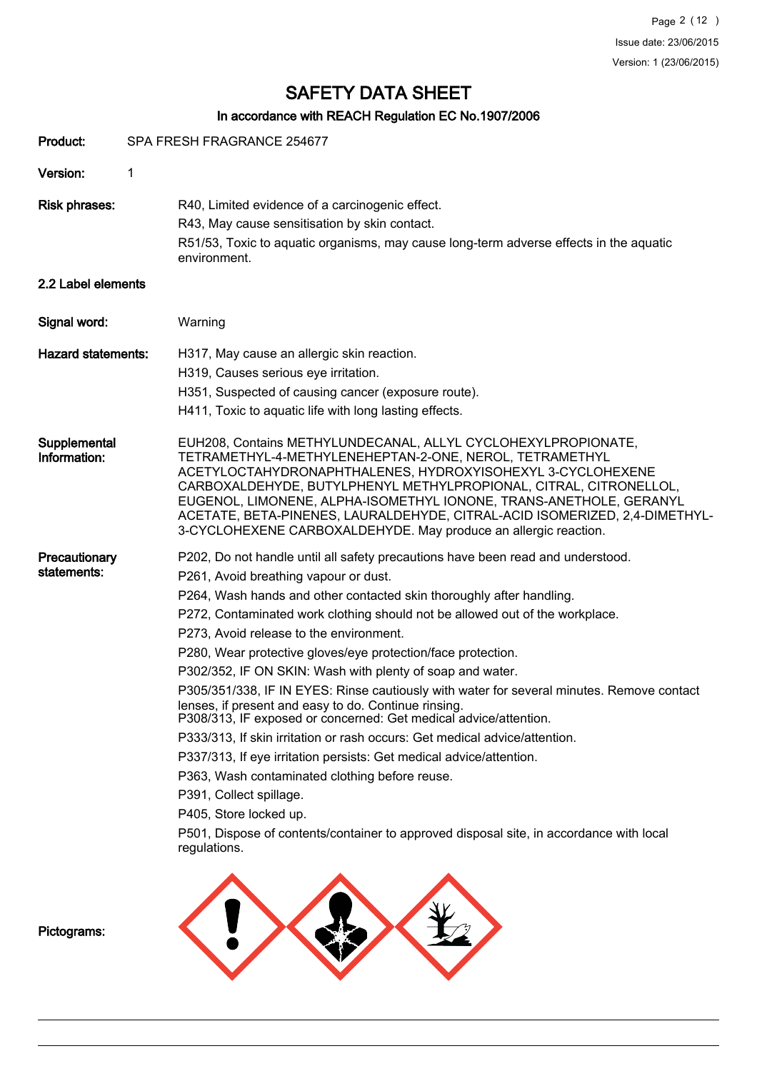# SAFETY DATA SHEET

## In accordance with REACH Regulation EC No.1907/2006

**Product:** SPA FRESH FRAGRANCE 254677

**Version:** 1

**Risk phrases:**

R40, Limited evidence of a carcinogenic effect.

R43, May cause sensitisation by skin contact.

R51/53, Toxic to aquatic organisms, may cause long-term adverse effects in the aquatic environment.

### 2.2 Label elements

**Signal word:** Warning

**Hazard statements:**

H317, May cause an allergic skin reaction.

H319, Causes serious eye irritation.

H351, Suspected of causing cancer (exposure route).

H411, Toxic to aquatic life with long lasting effects.

**Supplemental Information:**

EUH208, Contains METHYLUNDECANAL, ALLYL CYCLOHEXYLPROPIONATE, TETRAMETHYL-4-METHYLENEHEPTAN-2-ONE, NEROL, TETRAMETHYL ACETYLOCTAHYDRONAPHTHALENES, HYDROXYISOHEXYL 3-CYCLOHEXENE CARBOXALDEHYDE, BUTYLPHENYL METHYLPROPIONAL, CITRAL, CITRONELLOL, EUGENOL, LIMONENE, ALPHA-ISOMETHYL IONONE, TRANS-ANETHOLE, GERANYL ACETATE, BETA-PINENES, LAURALDEHYDE, CITRAL-ACID ISOMERIZED, 2,4-DIMETHYL-3-CYCLOHEXENE CARBOXALDEHYDE. May produce an allergic reaction.

**Precautionary statements:**

P202, Do not handle until all safety precautions have been read and understood.

P261, Avoid breathing vapour or dust.

P264, Wash hands and other contacted skin thoroughly after handling.

P272, Contaminated work clothing should not be allowed out of the workplace.

P273, Avoid release to the environment.

P280, Wear protective gloves/eye protection/face protection.

P302/352, IF ON SKIN: Wash with plenty of soap and water.

P305/351/338, IF IN EYES: Rinse cautiously with water for several minutes. Remove contact lenses, if present and easy to do. Continue rinsing.
P308/313, IF exposed or concerned: Get medical advice/attention.

P333/313, If skin irritation or rash occurs: Get medical advice/attention.

P337/313, If eye irritation persists: Get medical advice/attention.

P363, Wash contaminated clothing before reuse.

P391, Collect spillage.

P405, Store locked up.

P501, Dispose of contents/container to approved disposal site, in accordance with local regulations.

**Pictograms:**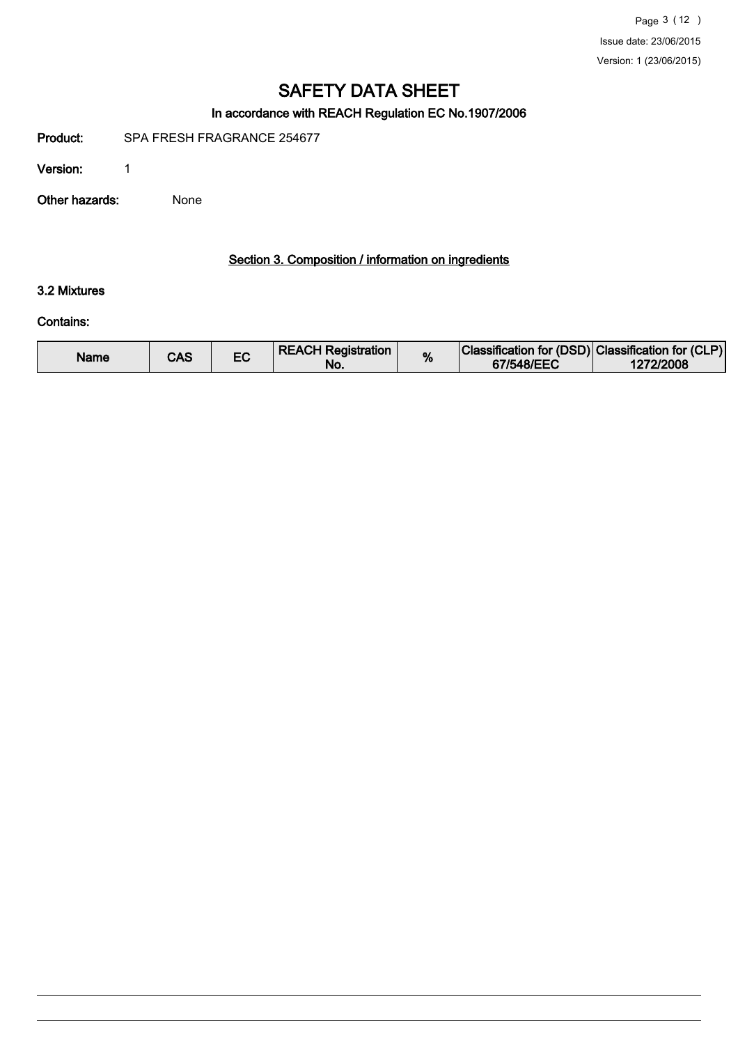# SAFETY DATA SHEET

## In accordance with REACH Regulation EC No.1907/2006

**Product:** SPA FRESH FRAGRANCE 254677

**Version:** 1

**Other hazards:** None

### Section 3. Composition / information on ingredients

#### 3.2 Mixtures

**Contains:**

| Name | CAS | EC | REACH Registration No. | % | Classification for (DSD) 67/548/EEC | Classification for (CLP) 1272/2008 |
|---|---|---|---|---|---|---|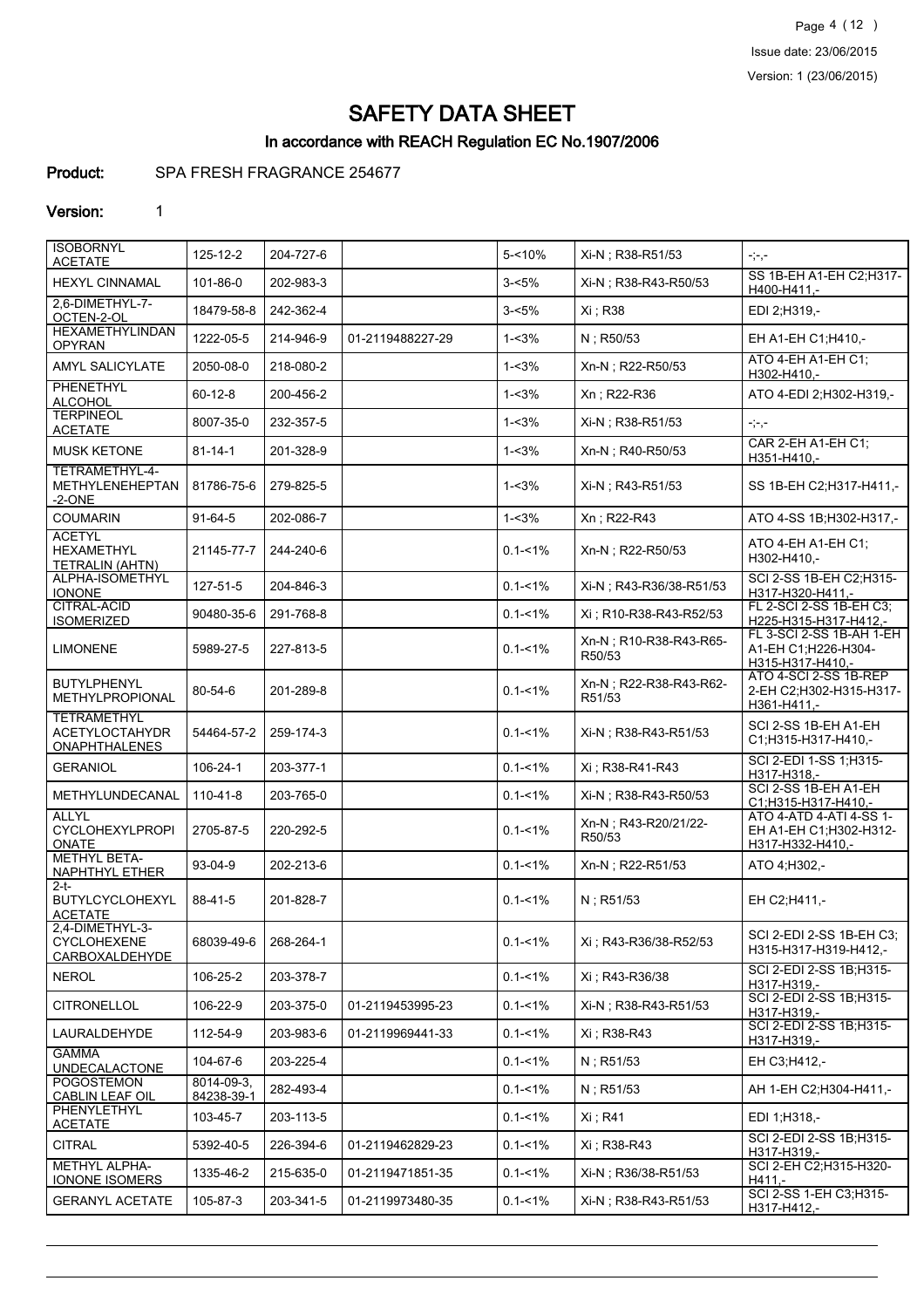# SAFETY DATA SHEET

## In accordance with REACH Regulation EC No.1907/2006

**Product:** SPA FRESH FRAGRANCE 254677

**Version:** 1

| | | | | | | |
|---|---|---|---|---|---|---|
| ISOBORNYL ACETATE | 125-12-2 | 204-727-6 | | 5-<10% | Xi-N ; R38-R51/53 | -;-,- |
| HEXYL CINNAMAL | 101-86-0 | 202-983-3 | | 3-<5% | Xi-N ; R38-R43-R50/53 | SS 1B-EH A1-EH C2;H317-H400-H411,- |
| 2,6-DIMETHYL-7-OCTEN-2-OL | 18479-58-8 | 242-362-4 | | 3-<5% | Xi ; R38 | EDI 2;H319,- |
| HEXAMETHYLINDANOPYRAN | 1222-05-5 | 214-946-9 | 01-2119488227-29 | 1-<3% | N ; R50/53 | EH A1-EH C1;H410,- |
| AMYL SALICYLATE | 2050-08-0 | 218-080-2 | | 1-<3% | Xn-N ; R22-R50/53 | ATO 4-EH A1-EH C1; H302-H410,- |
| PHENETHYL ALCOHOL | 60-12-8 | 200-456-2 | | 1-<3% | Xn ; R22-R36 | ATO 4-EDI 2;H302-H319,- |
| TERPINEOL ACETATE | 8007-35-0 | 232-357-5 | | 1-<3% | Xi-N ; R38-R51/53 | -;-,- |
| MUSK KETONE | 81-14-1 | 201-328-9 | | 1-<3% | Xn-N ; R40-R50/53 | CAR 2-EH A1-EH C1; H351-H410,- |
| TETRAMETHYL-4-METHYLENEHEPTAN-2-ONE | 81786-75-6 | 279-825-5 | | 1-<3% | Xi-N ; R43-R51/53 | SS 1B-EH C2;H317-H411,- |
| COUMARIN | 91-64-5 | 202-086-7 | | 1-<3% | Xn ; R22-R43 | ATO 4-SS 1B;H302-H317,- |
| ACETYL HEXAMETHYL TETRALIN (AHTN) | 21145-77-7 | 244-240-6 | | 0.1-<1% | Xn-N ; R22-R50/53 | ATO 4-EH A1-EH C1; H302-H410,- |
| ALPHA-ISOMETHYL IONONE | 127-51-5 | 204-846-3 | | 0.1-<1% | Xi-N ; R43-R36/38-R51/53 | SCI 2-SS 1B-EH C2;H315-H317-H320-H411,- |
| CITRAL-ACID ISOMERIZED | 90480-35-6 | 291-768-8 | | 0.1-<1% | Xi ; R10-R38-R43-R52/53 | FL 2-SCI 2-SS 1B-EH C3; H225-H315-H317-H412,- |
| LIMONENE | 5989-27-5 | 227-813-5 | | 0.1-<1% | Xn-N ; R10-R38-R43-R65-R50/53 | FL 3-SCI 2-SS 1B-AH 1-EH A1-EH C1;H226-H304-H315-H317-H410,- |
| BUTYLPHENYL METHYLPROPIONAL | 80-54-6 | 201-289-8 | | 0.1-<1% | Xn-N ; R22-R38-R43-R62-R51/53 | ATO 4-SCI 2-SS 1B-REP 2-EH C2;H302-H315-H317-H361-H411,- |
| TETRAMETHYL ACETYLOCTAHYDRONAPHTHALENES | 54464-57-2 | 259-174-3 | | 0.1-<1% | Xi-N ; R38-R43-R51/53 | SCI 2-SS 1B-EH A1-EH C1;H315-H317-H410,- |
| GERANIOL | 106-24-1 | 203-377-1 | | 0.1-<1% | Xi ; R38-R41-R43 | SCI 2-EDI 1-SS 1;H315-H317-H318,- |
| METHYLUNDECANAL | 110-41-8 | 203-765-0 | | 0.1-<1% | Xi-N ; R38-R43-R50/53 | SCI 2-SS 1B-EH A1-EH C1;H315-H317-H410,- |
| ALLYL CYCLOHEXYLPROPIONATE | 2705-87-5 | 220-292-5 | | 0.1-<1% | Xn-N ; R43-R20/21/22-R50/53 | ATO 4-ATD 4-ATI 4-SS 1-EH A1-EH C1;H302-H312-H317-H332-H410,- |
| METHYL BETA-NAPHTHYL ETHER | 93-04-9 | 202-213-6 | | 0.1-<1% | Xn-N ; R22-R51/53 | ATO 4;H302,- |
| 2-t-BUTYLCYCLOHEXYL ACETATE | 88-41-5 | 201-828-7 | | 0.1-<1% | N ; R51/53 | EH C2;H411,- |
| 2,4-DIMETHYL-3-CYCLOHEXENE CARBOXALDEHYDE | 68039-49-6 | 268-264-1 | | 0.1-<1% | Xi ; R43-R36/38-R52/53 | SCI 2-EDI 2-SS 1B-EH C3; H315-H317-H319-H412,- |
| NEROL | 106-25-2 | 203-378-7 | | 0.1-<1% | Xi ; R43-R36/38 | SCI 2-EDI 2-SS 1B;H315-H317-H319,- |
| CITRONELLOL | 106-22-9 | 203-375-0 | 01-2119453995-23 | 0.1-<1% | Xi-N ; R38-R43-R51/53 | SCI 2-EDI 2-SS 1B;H315-H317-H319,- |
| LAURALDEHYDE | 112-54-9 | 203-983-6 | 01-2119969441-33 | 0.1-<1% | Xi ; R38-R43 | SCI 2-EDI 2-SS 1B;H315-H317-H319,- |
| GAMMA UNDECALACTONE | 104-67-6 | 203-225-4 | | 0.1-<1% | N ; R51/53 | EH C3;H412,- |
| POGOSTEMON CABLIN LEAF OIL | 8014-09-3, 84238-39-1 | 282-493-4 | | 0.1-<1% | N ; R51/53 | AH 1-EH C2;H304-H411,- |
| PHENYLETHYL ACETATE | 103-45-7 | 203-113-5 | | 0.1-<1% | Xi ; R41 | EDI 1;H318,- |
| CITRAL | 5392-40-5 | 226-394-6 | 01-2119462829-23 | 0.1-<1% | Xi ; R38-R43 | SCI 2-EDI 2-SS 1B;H315-H317-H319,- |
| METHYL ALPHA-IONONE ISOMERS | 1335-46-2 | 215-635-0 | 01-2119471851-35 | 0.1-<1% | Xi-N ; R36/38-R51/53 | SCI 2-EH C2;H315-H320-H411,- |
| GERANYL ACETATE | 105-87-3 | 203-341-5 | 01-2119973480-35 | 0.1-<1% | Xi-N ; R38-R43-R51/53 | SCI 2-SS 1-EH C3;H315-H317-H412,- |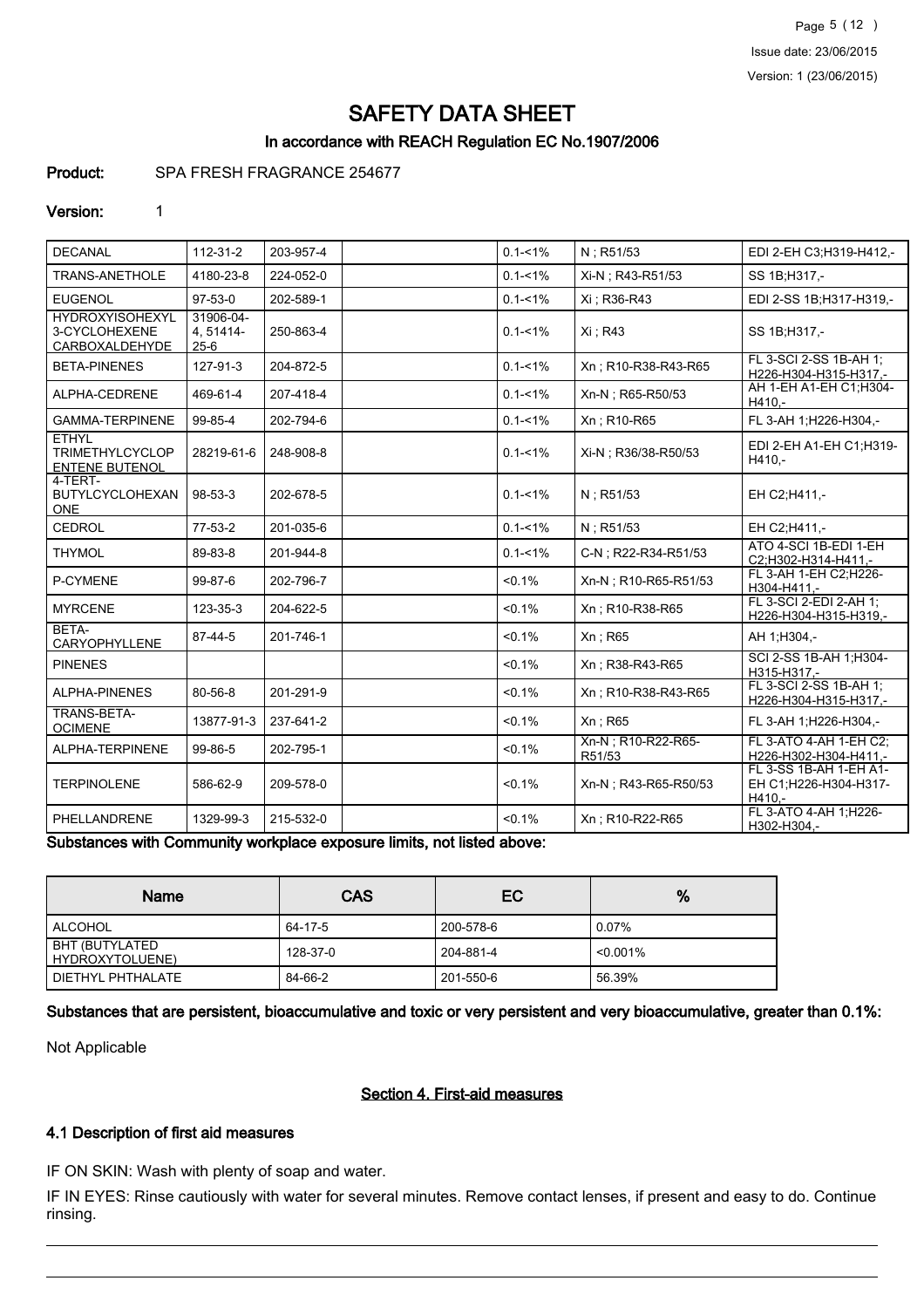| | | | | | | |
|---|---|---|---|---|---|---|
| DECANAL | 112-31-2 | 203-957-4 | | 0.1-<1% | N ; R51/53 | EDI 2-EH C3;H319-H412,- |
| TRANS-ANETHOLE | 4180-23-8 | 224-052-0 | | 0.1-<1% | Xi-N ; R43-R51/53 | SS 1B;H317,- |
| EUGENOL | 97-53-0 | 202-589-1 | | 0.1-<1% | Xi ; R36-R43 | EDI 2-SS 1B;H317-H319,- |
| HYDROXYISOHEXYL 3-CYCLOHEXENE CARBOXALDEHYDE | 31906-04-4, 51414-25-6 | 250-863-4 | | 0.1-<1% | Xi ; R43 | SS 1B;H317,- |
| BETA-PINENES | 127-91-3 | 204-872-5 | | 0.1-<1% | Xn ; R10-R38-R43-R65 | FL 3-SCI 2-SS 1B-AH 1; H226-H304-H315-H317,- |
| ALPHA-CEDRENE | 469-61-4 | 207-418-4 | | 0.1-<1% | Xn-N ; R65-R50/53 | AH 1-EH A1-EH C1;H304-H410,- |
| GAMMA-TERPINENE | 99-85-4 | 202-794-6 | | 0.1-<1% | Xn ; R10-R65 | FL 3-AH 1;H226-H304,- |
| ETHYL TRIMETHYLCYCLOPENTENE BUTENOL | 28219-61-6 | 248-908-8 | | 0.1-<1% | Xi-N ; R36/38-R50/53 | EDI 2-EH A1-EH C1;H319-H410,- |
| 4-TERT-BUTYLCYCLOHEXANONE | 98-53-3 | 202-678-5 | | 0.1-<1% | N ; R51/53 | EH C2;H411,- |
| CEDROL | 77-53-2 | 201-035-6 | | 0.1-<1% | N ; R51/53 | EH C2;H411,- |
| THYMOL | 89-83-8 | 201-944-8 | | 0.1-<1% | C-N ; R22-R34-R51/53 | ATO 4-SCI 1B-EDI 1-EH C2;H302-H314-H411,- |
| P-CYMENE | 99-87-6 | 202-796-7 | | <0.1% | Xn-N ; R10-R65-R51/53 | FL 3-AH 1-EH C2;H226-H304-H411,- |
| MYRCENE | 123-35-3 | 204-622-5 | | <0.1% | Xn ; R10-R38-R65 | FL 3-SCI 2-EDI 2-AH 1; H226-H304-H315-H319,- |
| BETA-CARYOPHYLLENE | 87-44-5 | 201-746-1 | | <0.1% | Xn ; R65 | AH 1;H304,- |
| PINENES | | | | <0.1% | Xn ; R38-R43-R65 | SCI 2-SS 1B-AH 1;H304-H315-H317,- |
| ALPHA-PINENES | 80-56-8 | 201-291-9 | | <0.1% | Xn ; R10-R38-R43-R65 | FL 3-SCI 2-SS 1B-AH 1; H226-H304-H315-H317,- |
| TRANS-BETA-OCIMENE | 13877-91-3 | 237-641-2 | | <0.1% | Xn ; R65 | FL 3-AH 1;H226-H304,- |
| ALPHA-TERPINENE | 99-86-5 | 202-795-1 | | <0.1% | Xn-N ; R10-R22-R65-R51/53 | FL 3-ATO 4-AH 1-EH C2; H226-H302-H304-H411,- |
| TERPINOLENE | 586-62-9 | 209-578-0 | | <0.1% | Xn-N ; R43-R65-R50/53 | FL 3-SS 1B-AH 1-EH A1-EH C1;H226-H304-H317-H410,- |
| PHELLANDRENE | 1329-99-3 | 215-532-0 | | <0.1% | Xn ; R10-R22-R65 | FL 3-ATO 4-AH 1;H226-H302-H304,- |

**Substances with Community workplace exposure limits, not listed above:**

| Name | CAS | EC | % |
|---|---|---|---|
| ALCOHOL | 64-17-5 | 200-578-6 | 0.07% |
| BHT (BUTYLATED HYDROXYTOLUENE) | 128-37-0 | 204-881-4 | <0.001% |
| DIETHYL PHTHALATE | 84-66-2 | 201-550-6 | 56.39% |

**Substances that are persistent, bioaccumulative and toxic or very persistent and very bioaccumulative, greater than 0.1%:**

Not Applicable

## Section 4. First-aid measures

### 4.1 Description of first aid measures

IF ON SKIN: Wash with plenty of soap and water.

IF IN EYES: Rinse cautiously with water for several minutes. Remove contact lenses, if present and easy to do. Continue rinsing.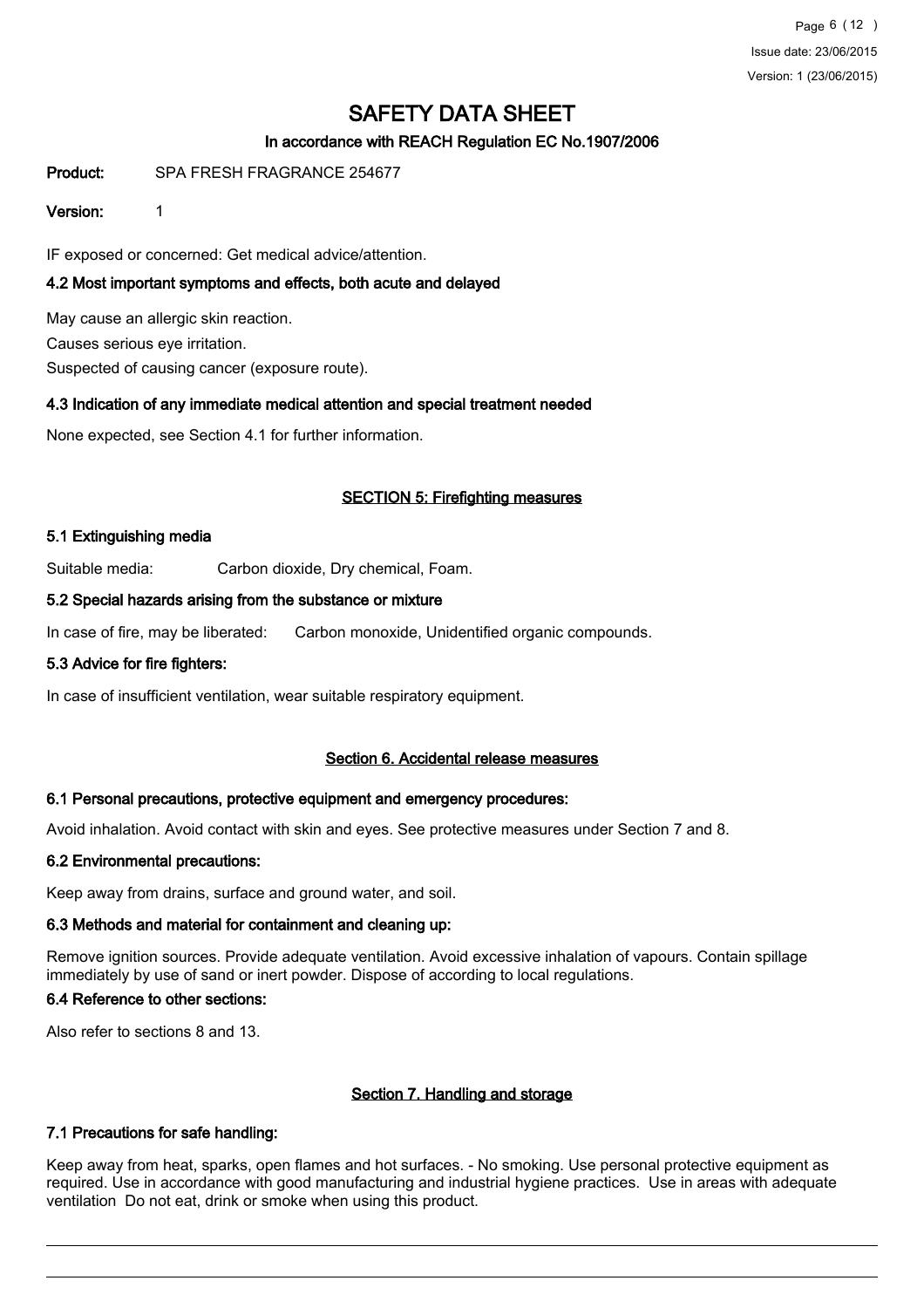IF exposed or concerned: Get medical advice/attention.

### 4.2 Most important symptoms and effects, both acute and delayed

May cause an allergic skin reaction.

Causes serious eye irritation.

Suspected of causing cancer (exposure route).

### 4.3 Indication of any immediate medical attention and special treatment needed

None expected, see Section 4.1 for further information.

## SECTION 5: Firefighting measures

### 5.1 Extinguishing media

Suitable media: Carbon dioxide, Dry chemical, Foam.

### 5.2 Special hazards arising from the substance or mixture

In case of fire, may be liberated: Carbon monoxide, Unidentified organic compounds.

### 5.3 Advice for fire fighters:

In case of insufficient ventilation, wear suitable respiratory equipment.

## Section 6. Accidental release measures

### 6.1 Personal precautions, protective equipment and emergency procedures:

Avoid inhalation. Avoid contact with skin and eyes. See protective measures under Section 7 and 8.

### 6.2 Environmental precautions:

Keep away from drains, surface and ground water, and soil.

### 6.3 Methods and material for containment and cleaning up:

Remove ignition sources. Provide adequate ventilation. Avoid excessive inhalation of vapours. Contain spillage immediately by use of sand or inert powder. Dispose of according to local regulations.

### 6.4 Reference to other sections:

Also refer to sections 8 and 13.

## Section 7. Handling and storage

### 7.1 Precautions for safe handling:

Keep away from heat, sparks, open flames and hot surfaces. - No smoking. Use personal protective equipment as required. Use in accordance with good manufacturing and industrial hygiene practices. Use in areas with adequate ventilation Do not eat, drink or smoke when using this product.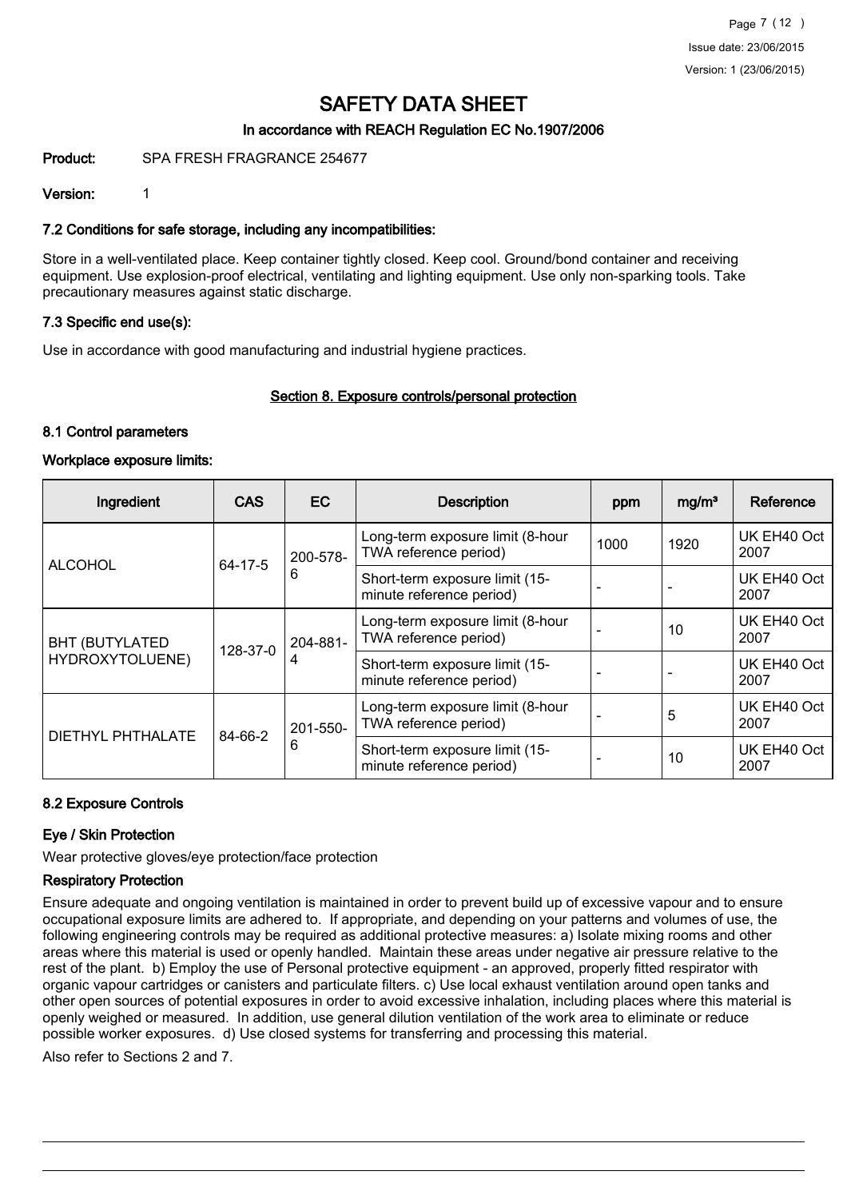# SAFETY DATA SHEET

**In accordance with REACH Regulation EC No.1907/2006**

**Product:** SPA FRESH FRAGRANCE 254677

**Version:** 1

### 7.2 Conditions for safe storage, including any incompatibilities:

Store in a well-ventilated place. Keep container tightly closed. Keep cool. Ground/bond container and receiving equipment. Use explosion-proof electrical, ventilating and lighting equipment. Use only non-sparking tools. Take precautionary measures against static discharge.

### 7.3 Specific end use(s):

Use in accordance with good manufacturing and industrial hygiene practices.

## Section 8. Exposure controls/personal protection

### 8.1 Control parameters

**Workplace exposure limits:**

| Ingredient | CAS | EC | Description | ppm | mg/m³ | Reference |
|---|---|---|---|---|---|---|
| ALCOHOL | 64-17-5 | 200-578-6 | Long-term exposure limit (8-hour TWA reference period) | 1000 | 1920 | UK EH40 Oct 2007 |
| | | | Short-term exposure limit (15-minute reference period) | - | - | UK EH40 Oct 2007 |
| BHT (BUTYLATED HYDROXYTOLUENE) | 128-37-0 | 204-881-4 | Long-term exposure limit (8-hour TWA reference period) | - | 10 | UK EH40 Oct 2007 |
| | | | Short-term exposure limit (15-minute reference period) | - | - | UK EH40 Oct 2007 |
| DIETHYL PHTHALATE | 84-66-2 | 201-550-6 | Long-term exposure limit (8-hour TWA reference period) | - | 5 | UK EH40 Oct 2007 |
| | | | Short-term exposure limit (15-minute reference period) | - | 10 | UK EH40 Oct 2007 |

### 8.2 Exposure Controls

**Eye / Skin Protection**

Wear protective gloves/eye protection/face protection

**Respiratory Protection**

Ensure adequate and ongoing ventilation is maintained in order to prevent build up of excessive vapour and to ensure occupational exposure limits are adhered to. If appropriate, and depending on your patterns and volumes of use, the following engineering controls may be required as additional protective measures: a) Isolate mixing rooms and other areas where this material is used or openly handled. Maintain these areas under negative air pressure relative to the rest of the plant. b) Employ the use of Personal protective equipment - an approved, properly fitted respirator with organic vapour cartridges or canisters and particulate filters. c) Use local exhaust ventilation around open tanks and other open sources of potential exposures in order to avoid excessive inhalation, including places where this material is openly weighed or measured. In addition, use general dilution ventilation of the work area to eliminate or reduce possible worker exposures. d) Use closed systems for transferring and processing this material.

Also refer to Sections 2 and 7.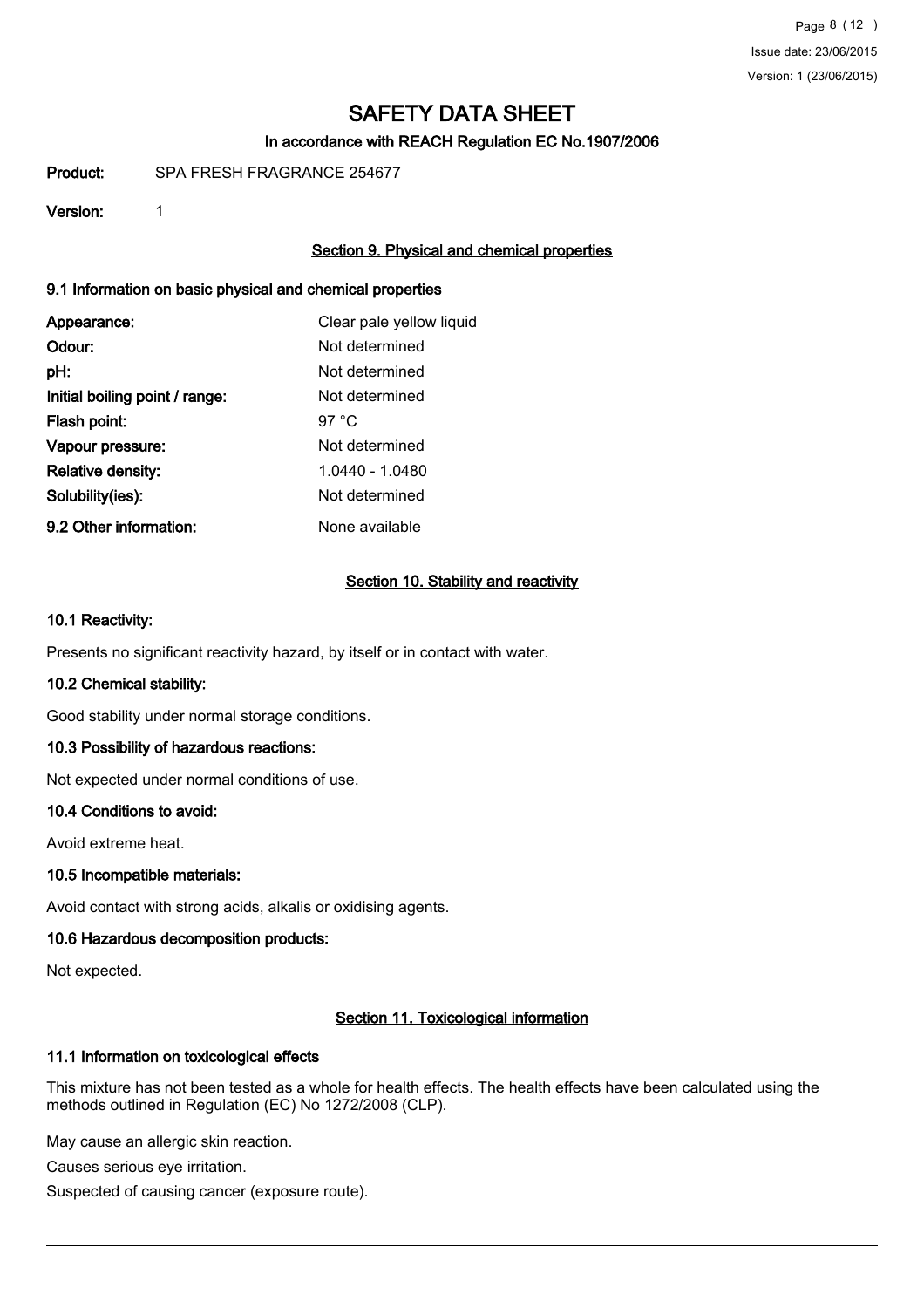# SAFETY DATA SHEET

### In accordance with REACH Regulation EC No.1907/2006

**Product:** SPA FRESH FRAGRANCE 254677

**Version:** 1

## Section 9. Physical and chemical properties

### 9.1 Information on basic physical and chemical properties

| | |
|---|---|
| **Appearance:** | Clear pale yellow liquid |
| **Odour:** | Not determined |
| **pH:** | Not determined |
| **Initial boiling point / range:** | Not determined |
| **Flash point:** | 97 °C |
| **Vapour pressure:** | Not determined |
| **Relative density:** | 1.0440 - 1.0480 |
| **Solubility(ies):** | Not determined |
| **9.2 Other information:** | None available |

## Section 10. Stability and reactivity

### 10.1 Reactivity:

Presents no significant reactivity hazard, by itself or in contact with water.

### 10.2 Chemical stability:

Good stability under normal storage conditions.

### 10.3 Possibility of hazardous reactions:

Not expected under normal conditions of use.

### 10.4 Conditions to avoid:

Avoid extreme heat.

### 10.5 Incompatible materials:

Avoid contact with strong acids, alkalis or oxidising agents.

### 10.6 Hazardous decomposition products:

Not expected.

## Section 11. Toxicological information

### 11.1 Information on toxicological effects

This mixture has not been tested as a whole for health effects. The health effects have been calculated using the methods outlined in Regulation (EC) No 1272/2008 (CLP).

May cause an allergic skin reaction.

Causes serious eye irritation.

Suspected of causing cancer (exposure route).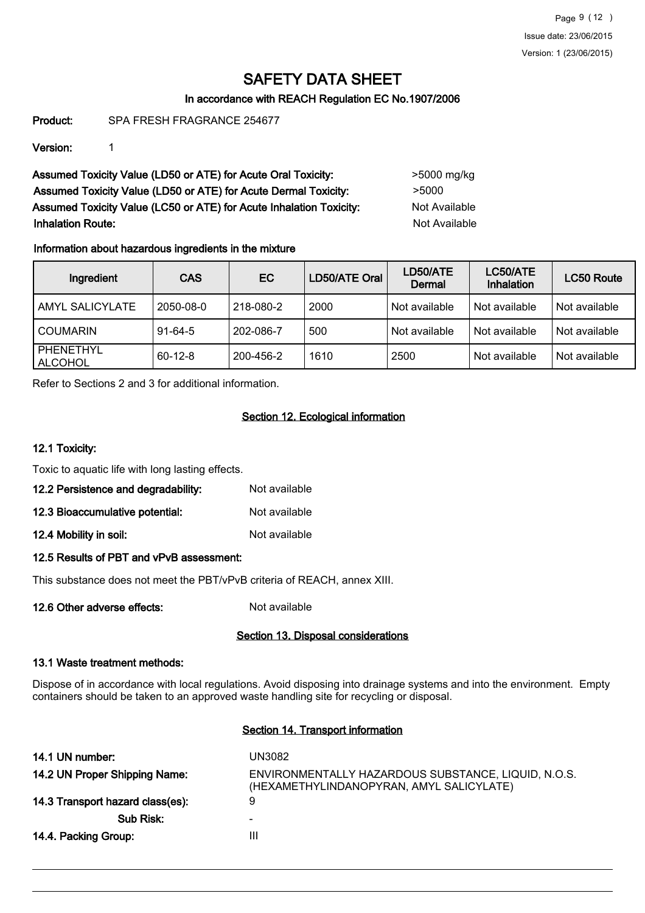# SAFETY DATA SHEET

### In accordance with REACH Regulation EC No.1907/2006

**Product:** SPA FRESH FRAGRANCE 254677

**Version:** 1

| | |
|---|---|
| **Assumed Toxicity Value (LD50 or ATE) for Acute Oral Toxicity:** | >5000 mg/kg |
| **Assumed Toxicity Value (LD50 or ATE) for Acute Dermal Toxicity:** | >5000 |
| **Assumed Toxicity Value (LC50 or ATE) for Acute Inhalation Toxicity:** | Not Available |
| **Inhalation Route:** | Not Available |

**Information about hazardous ingredients in the mixture**

| Ingredient | CAS | EC | LD50/ATE Oral | LD50/ATE Dermal | LC50/ATE Inhalation | LC50 Route |
|---|---|---|---|---|---|---|
| AMYL SALICYLATE | 2050-08-0 | 218-080-2 | 2000 | Not available | Not available | Not available |
| COUMARIN | 91-64-5 | 202-086-7 | 500 | Not available | Not available | Not available |
| PHENETHYL ALCOHOL | 60-12-8 | 200-456-2 | 1610 | 2500 | Not available | Not available |

Refer to Sections 2 and 3 for additional information.

## Section 12. Ecological information

### 12.1 Toxicity:

Toxic to aquatic life with long lasting effects.

**12.2 Persistence and degradability:** Not available

**12.3 Bioaccumulative potential:** Not available

**12.4 Mobility in soil:** Not available

### 12.5 Results of PBT and vPvB assessment:

This substance does not meet the PBT/vPvB criteria of REACH, annex XIII.

**12.6 Other adverse effects:** Not available

## Section 13. Disposal considerations

### 13.1 Waste treatment methods:

Dispose of in accordance with local regulations. Avoid disposing into drainage systems and into the environment. Empty containers should be taken to an approved waste handling site for recycling or disposal.

## Section 14. Transport information

| | |
|---|---|
| **14.1 UN number:** | UN3082 |
| **14.2 UN Proper Shipping Name:** | ENVIRONMENTALLY HAZARDOUS SUBSTANCE, LIQUID, N.O.S. (HEXAMETHYLINDANOPYRAN, AMYL SALICYLATE) |
| **14.3 Transport hazard class(es):** | 9 |
| **Sub Risk:** | - |
| **14.4. Packing Group:** | III |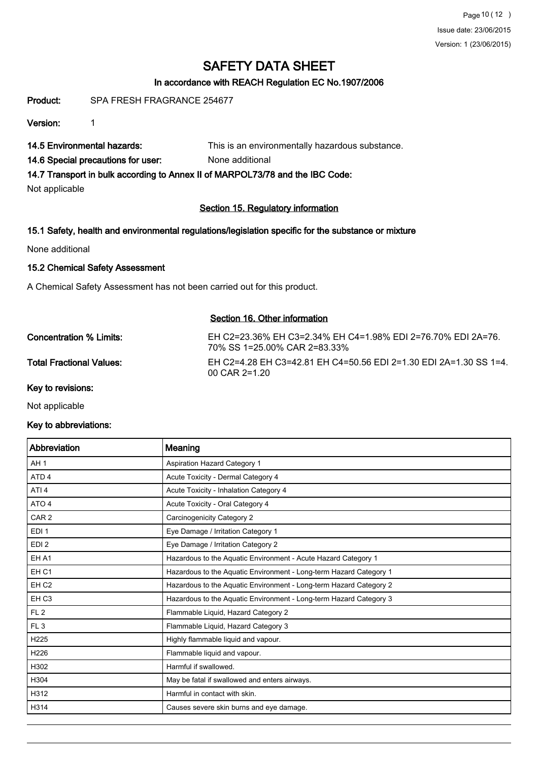# SAFETY DATA SHEET

## In accordance with REACH Regulation EC No.1907/2006

**Product:** SPA FRESH FRAGRANCE 254677

**Version:** 1

**14.5 Environmental hazards:** This is an environmentally hazardous substance.

**14.6 Special precautions for user:** None additional

**14.7 Transport in bulk according to Annex II of MARPOL73/78 and the IBC Code:**

Not applicable

## Section 15. Regulatory information

### 15.1 Safety, health and environmental regulations/legislation specific for the substance or mixture

None additional

### 15.2 Chemical Safety Assessment

A Chemical Safety Assessment has not been carried out for this product.

## Section 16. Other information

**Concentration % Limits:** EH C2=23.36% EH C3=2.34% EH C4=1.98% EDI 2=76.70% EDI 2A=76.70% SS 1=25.00% CAR 2=83.33%

**Total Fractional Values:** EH C2=4.28 EH C3=42.81 EH C4=50.56 EDI 2=1.30 EDI 2A=1.30 SS 1=4.00 CAR 2=1.20

**Key to revisions:**

Not applicable

**Key to abbreviations:**

| Abbreviation | Meaning |
|---|---|
| AH 1 | Aspiration Hazard Category 1 |
| ATD 4 | Acute Toxicity - Dermal Category 4 |
| ATI 4 | Acute Toxicity - Inhalation Category 4 |
| ATO 4 | Acute Toxicity - Oral Category 4 |
| CAR 2 | Carcinogenicity Category 2 |
| EDI 1 | Eye Damage / Irritation Category 1 |
| EDI 2 | Eye Damage / Irritation Category 2 |
| EH A1 | Hazardous to the Aquatic Environment - Acute Hazard Category 1 |
| EH C1 | Hazardous to the Aquatic Environment - Long-term Hazard Category 1 |
| EH C2 | Hazardous to the Aquatic Environment - Long-term Hazard Category 2 |
| EH C3 | Hazardous to the Aquatic Environment - Long-term Hazard Category 3 |
| FL 2 | Flammable Liquid, Hazard Category 2 |
| FL 3 | Flammable Liquid, Hazard Category 3 |
| H225 | Highly flammable liquid and vapour. |
| H226 | Flammable liquid and vapour. |
| H302 | Harmful if swallowed. |
| H304 | May be fatal if swallowed and enters airways. |
| H312 | Harmful in contact with skin. |
| H314 | Causes severe skin burns and eye damage. |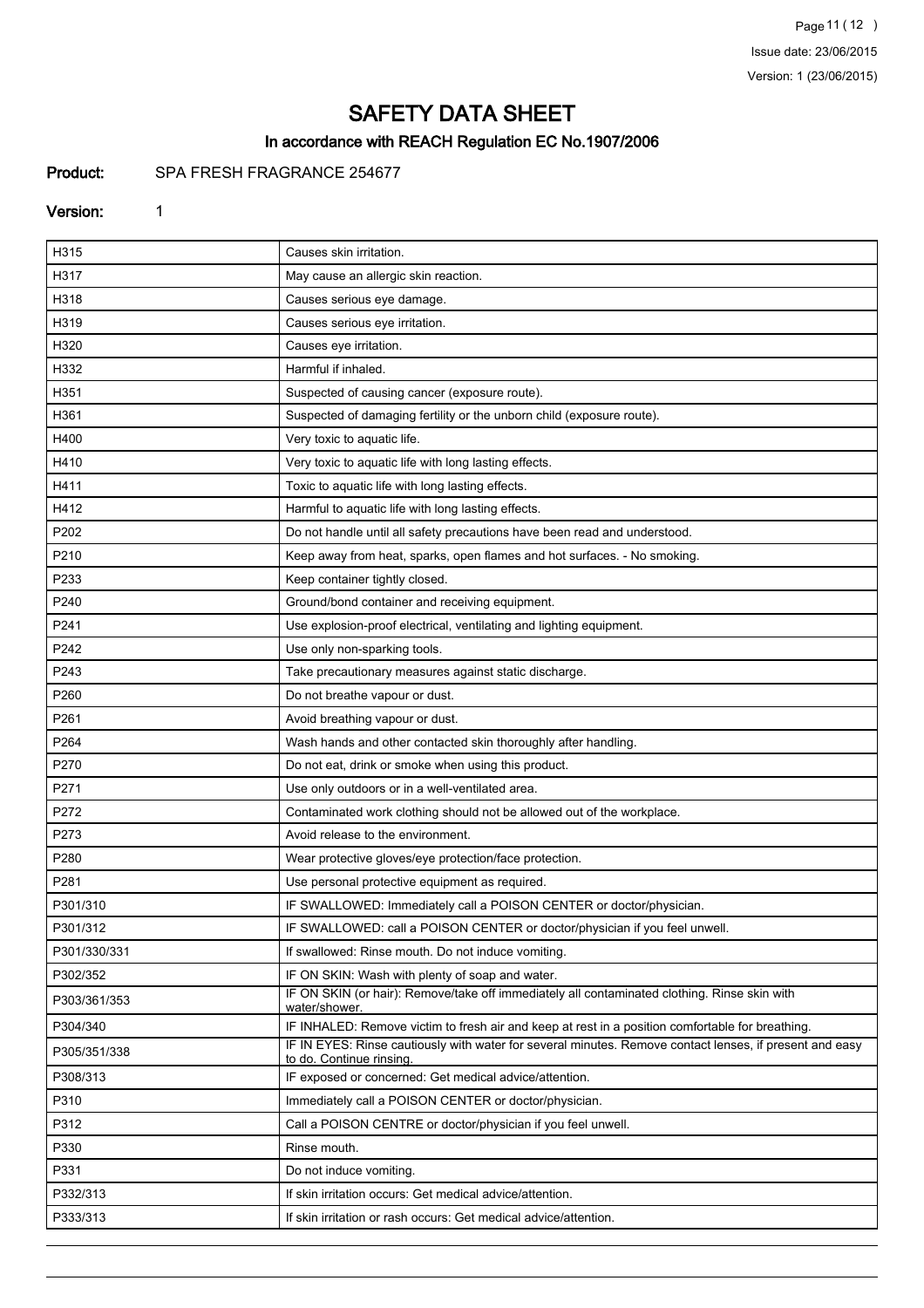# SAFETY DATA SHEET

## In accordance with REACH Regulation EC No.1907/2006

**Product:** SPA FRESH FRAGRANCE 254677

**Version:** 1

| | |
|---|---|
| H315 | Causes skin irritation. |
| H317 | May cause an allergic skin reaction. |
| H318 | Causes serious eye damage. |
| H319 | Causes serious eye irritation. |
| H320 | Causes eye irritation. |
| H332 | Harmful if inhaled. |
| H351 | Suspected of causing cancer (exposure route). |
| H361 | Suspected of damaging fertility or the unborn child (exposure route). |
| H400 | Very toxic to aquatic life. |
| H410 | Very toxic to aquatic life with long lasting effects. |
| H411 | Toxic to aquatic life with long lasting effects. |
| H412 | Harmful to aquatic life with long lasting effects. |
| P202 | Do not handle until all safety precautions have been read and understood. |
| P210 | Keep away from heat, sparks, open flames and hot surfaces. - No smoking. |
| P233 | Keep container tightly closed. |
| P240 | Ground/bond container and receiving equipment. |
| P241 | Use explosion-proof electrical, ventilating and lighting equipment. |
| P242 | Use only non-sparking tools. |
| P243 | Take precautionary measures against static discharge. |
| P260 | Do not breathe vapour or dust. |
| P261 | Avoid breathing vapour or dust. |
| P264 | Wash hands and other contacted skin thoroughly after handling. |
| P270 | Do not eat, drink or smoke when using this product. |
| P271 | Use only outdoors or in a well-ventilated area. |
| P272 | Contaminated work clothing should not be allowed out of the workplace. |
| P273 | Avoid release to the environment. |
| P280 | Wear protective gloves/eye protection/face protection. |
| P281 | Use personal protective equipment as required. |
| P301/310 | IF SWALLOWED: Immediately call a POISON CENTER or doctor/physician. |
| P301/312 | IF SWALLOWED: call a POISON CENTER or doctor/physician if you feel unwell. |
| P301/330/331 | If swallowed: Rinse mouth. Do not induce vomiting. |
| P302/352 | IF ON SKIN: Wash with plenty of soap and water. |
| P303/361/353 | IF ON SKIN (or hair): Remove/take off immediately all contaminated clothing. Rinse skin with water/shower. |
| P304/340 | IF INHALED: Remove victim to fresh air and keep at rest in a position comfortable for breathing. |
| P305/351/338 | IF IN EYES: Rinse cautiously with water for several minutes. Remove contact lenses, if present and easy to do. Continue rinsing. |
| P308/313 | IF exposed or concerned: Get medical advice/attention. |
| P310 | Immediately call a POISON CENTER or doctor/physician. |
| P312 | Call a POISON CENTRE or doctor/physician if you feel unwell. |
| P330 | Rinse mouth. |
| P331 | Do not induce vomiting. |
| P332/313 | If skin irritation occurs: Get medical advice/attention. |
| P333/313 | If skin irritation or rash occurs: Get medical advice/attention. |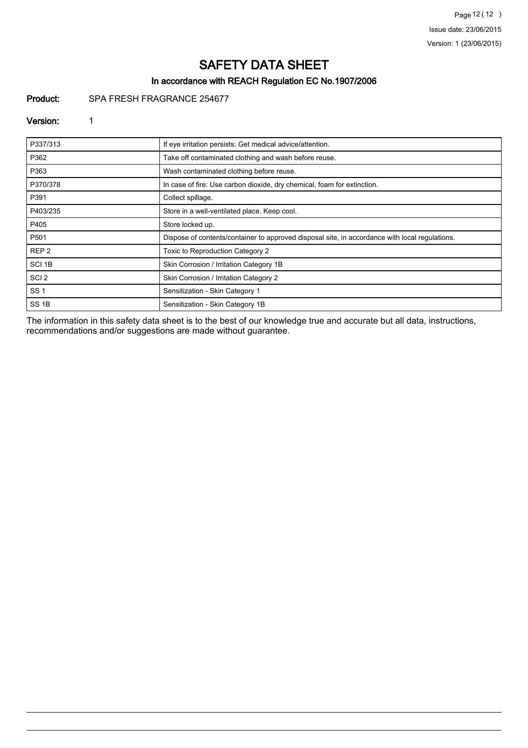# SAFETY DATA SHEET

## In accordance with REACH Regulation EC No.1907/2006

**Product:** SPA FRESH FRAGRANCE 254677

**Version:** 1

| | |
|---|---|
| P337/313 | If eye irritation persists: Get medical advice/attention. |
| P362 | Take off contaminated clothing and wash before reuse. |
| P363 | Wash contaminated clothing before reuse. |
| P370/378 | In case of fire: Use carbon dioxide, dry chemical, foam for extinction. |
| P391 | Collect spillage. |
| P403/235 | Store in a well-ventilated place. Keep cool. |
| P405 | Store locked up. |
| P501 | Dispose of contents/container to approved disposal site, in accordance with local regulations. |
| REP 2 | Toxic to Reproduction Category 2 |
| SCI 1B | Skin Corrosion / Irritation Category 1B |
| SCI 2 | Skin Corrosion / Irritation Category 2 |
| SS 1 | Sensitization - Skin Category 1 |
| SS 1B | Sensitization - Skin Category 1B |

The information in this safety data sheet is to the best of our knowledge true and accurate but all data, instructions, recommendations and/or suggestions are made without guarantee.